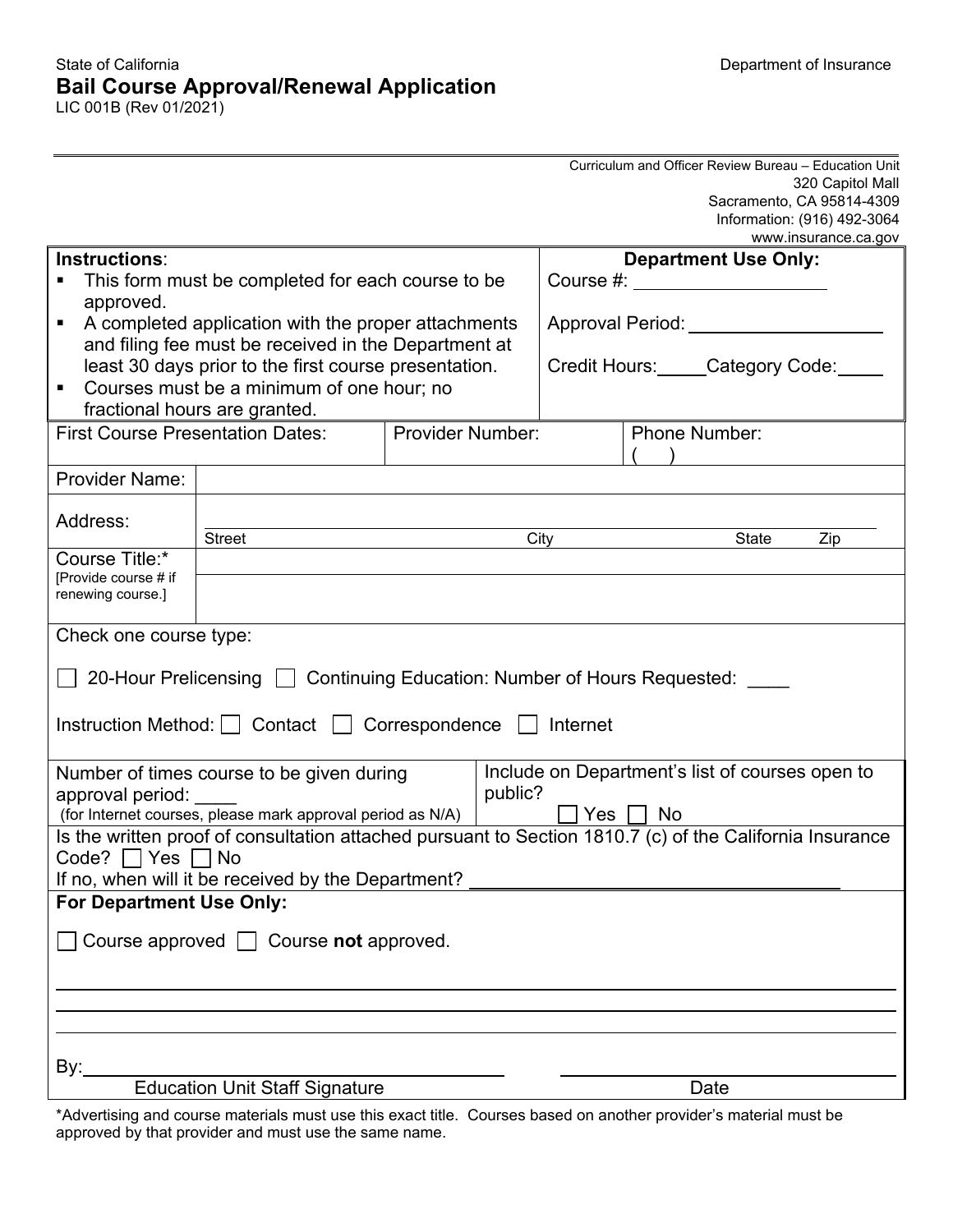State of California

Department of Insurance

# Bail Course Approval/Renewal Application

LIC 001B (Rev 01/2021)

Curriculum and Officer Review Bureau – Education Unit
320 Capitol Mall
Sacramento, CA 95814-4309
Information: (916) 492-3064
www.insurance.ca.gov

| **Instructions**: | **Department Use Only:** |
|---|---|
| ▪ This form must be completed for each course to be approved.<br>▪ A completed application with the proper attachments and filing fee must be received in the Department at least 30 days prior to the first course presentation.<br>▪ Courses must be a minimum of one hour; no fractional hours are granted. | Course #: \_\_\_\_\_\_\_\_\_\_<br><br>Approval Period: \_\_\_\_\_\_\_\_\_\_<br><br>Credit Hours:\_\_\_\_\_Category Code:\_\_\_\_ |

| First Course Presentation Dates: | Provider Number: | Phone Number: ( ) |
|---|---|---|

| | |
|---|---|
| Provider Name: | |
| Address: | Street City State Zip |
| Course Title:* [Provide course # if renewing course.] | |

Check one course type:

☐ 20-Hour Prelicensing ☐ Continuing Education: Number of Hours Requested: \_\_\_\_

Instruction Method: ☐ Contact ☐ Correspondence ☐ Internet

| Number of times course to be given during approval period: \_\_\_\_ (for Internet courses, please mark approval period as N/A) | Include on Department's list of courses open to public? ☐ Yes ☐ No |
|---|---|

Is the written proof of consultation attached pursuant to Section 1810.7 (c) of the California Insurance Code? ☐ Yes ☐ No

If no, when will it be received by the Department? \_\_\_\_\_\_\_\_\_\_\_\_\_\_\_\_\_\_\_\_

**For Department Use Only:**

☐ Course approved ☐ Course **not** approved.

\_\_\_\_\_\_\_\_\_\_\_\_\_\_\_\_\_\_\_\_\_\_\_\_\_\_\_\_\_\_\_\_\_\_\_\_\_\_\_\_\_\_\_\_

\_\_\_\_\_\_\_\_\_\_\_\_\_\_\_\_\_\_\_\_\_\_\_\_\_\_\_\_\_\_\_\_\_\_\_\_\_\_\_\_\_\_\_\_

\_\_\_\_\_\_\_\_\_\_\_\_\_\_\_\_\_\_\_\_\_\_\_\_\_\_\_\_\_\_\_\_\_\_\_\_\_\_\_\_\_\_\_\_

By: \_\_\_\_\_\_\_\_\_\_\_\_\_\_\_\_\_\_\_\_\_\_\_\_ \_\_\_\_\_\_\_\_\_\_\_\_\_\_\_\_\_\_\_\_

Education Unit Staff Signature Date

*Advertising and course materials must use this exact title. Courses based on another provider's material must be approved by that provider and must use the same name.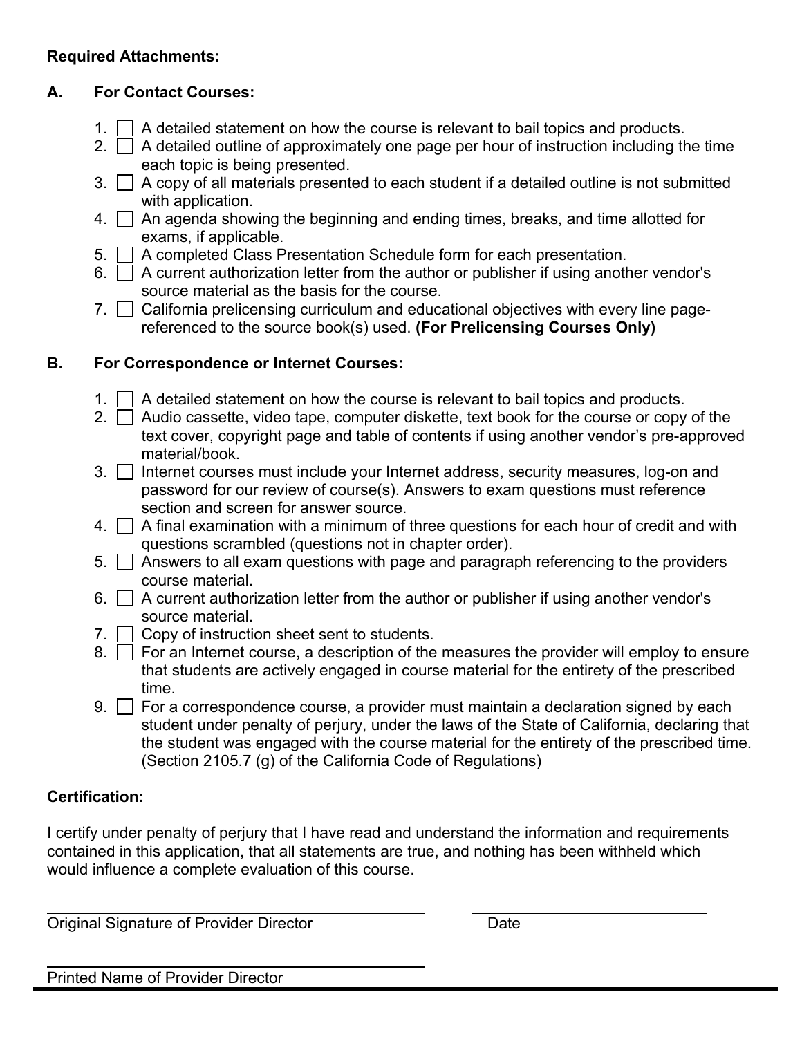**Required Attachments:**

**A. For Contact Courses:**

1. ☐ A detailed statement on how the course is relevant to bail topics and products.
2. ☐ A detailed outline of approximately one page per hour of instruction including the time each topic is being presented.
3. ☐ A copy of all materials presented to each student if a detailed outline is not submitted with application.
4. ☐ An agenda showing the beginning and ending times, breaks, and time allotted for exams, if applicable.
5. ☐ A completed Class Presentation Schedule form for each presentation.
6. ☐ A current authorization letter from the author or publisher if using another vendor's source material as the basis for the course.
7. ☐ California prelicensing curriculum and educational objectives with every line page-referenced to the source book(s) used. **(For Prelicensing Courses Only)**

**B. For Correspondence or Internet Courses:**

1. ☐ A detailed statement on how the course is relevant to bail topics and products.
2. ☐ Audio cassette, video tape, computer diskette, text book for the course or copy of the text cover, copyright page and table of contents if using another vendor's pre-approved material/book.
3. ☐ Internet courses must include your Internet address, security measures, log-on and password for our review of course(s). Answers to exam questions must reference section and screen for answer source.
4. ☐ A final examination with a minimum of three questions for each hour of credit and with questions scrambled (questions not in chapter order).
5. ☐ Answers to all exam questions with page and paragraph referencing to the providers course material.
6. ☐ A current authorization letter from the author or publisher if using another vendor's source material.
7. ☐ Copy of instruction sheet sent to students.
8. ☐ For an Internet course, a description of the measures the provider will employ to ensure that students are actively engaged in course material for the entirety of the prescribed time.
9. ☐ For a correspondence course, a provider must maintain a declaration signed by each student under penalty of perjury, under the laws of the State of California, declaring that the student was engaged with the course material for the entirety of the prescribed time. (Section 2105.7 (g) of the California Code of Regulations)

**Certification:**

I certify under penalty of perjury that I have read and understand the information and requirements contained in this application, that all statements are true, and nothing has been withheld which would influence a complete evaluation of this course.

\_\_\_\_\_\_\_\_\_\_\_\_\_\_\_\_\_\_\_\_\_\_\_\_\_\_\_\_\_\_\_\_\_\_\_\_\_\_\_\_ \_\_\_\_\_\_\_\_\_\_\_\_\_\_\_\_\_\_\_\_\_\_\_\_\_
Original Signature of Provider Director Date

\_\_\_\_\_\_\_\_\_\_\_\_\_\_\_\_\_\_\_\_\_\_\_\_\_\_\_\_\_\_\_\_\_\_\_\_\_\_\_\_
Printed Name of Provider Director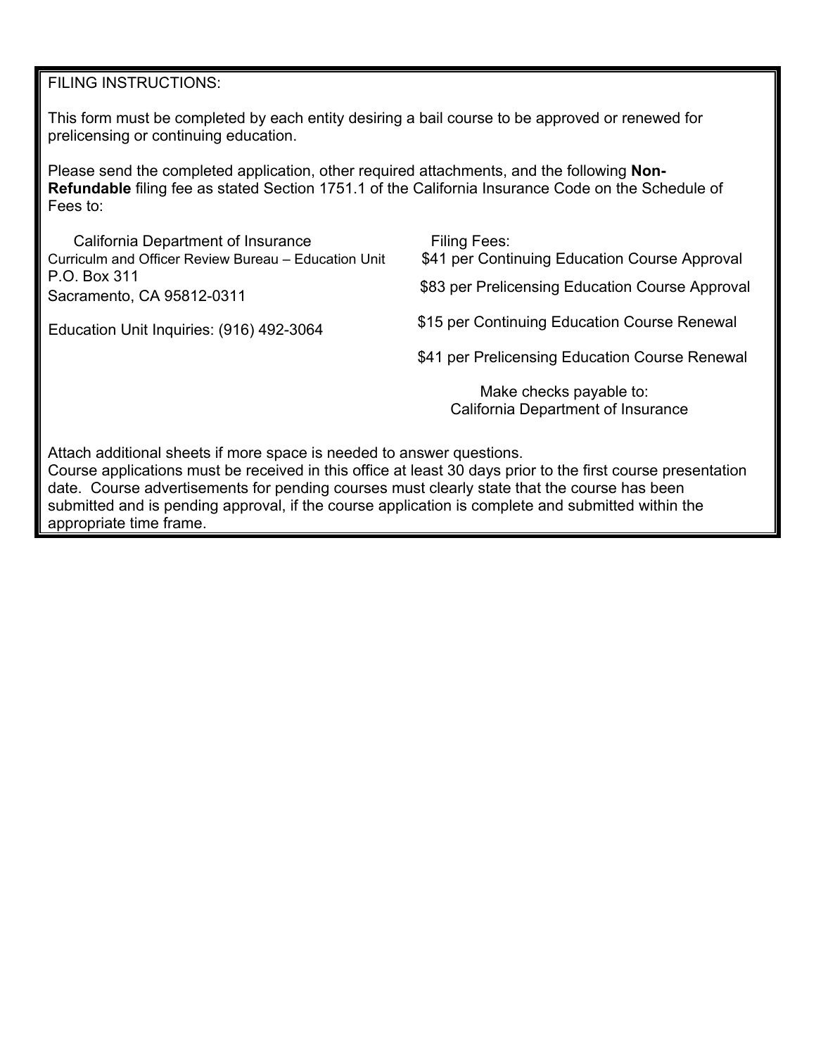FILING INSTRUCTIONS:

This form must be completed by each entity desiring a bail course to be approved or renewed for prelicensing or continuing education.

Please send the completed application, other required attachments, and the following **Non-Refundable** filing fee as stated Section 1751.1 of the California Insurance Code on the Schedule of Fees to:

California Department of Insurance
Curriculm and Officer Review Bureau – Education Unit
P.O. Box 311
Sacramento, CA 95812-0311

Education Unit Inquiries: (916) 492-3064

Filing Fees:
$41 per Continuing Education Course Approval
$83 per Prelicensing Education Course Approval
$15 per Continuing Education Course Renewal
$41 per Prelicensing Education Course Renewal

Make checks payable to:
California Department of Insurance

Attach additional sheets if more space is needed to answer questions.
Course applications must be received in this office at least 30 days prior to the first course presentation date. Course advertisements for pending courses must clearly state that the course has been submitted and is pending approval, if the course application is complete and submitted within the appropriate time frame.